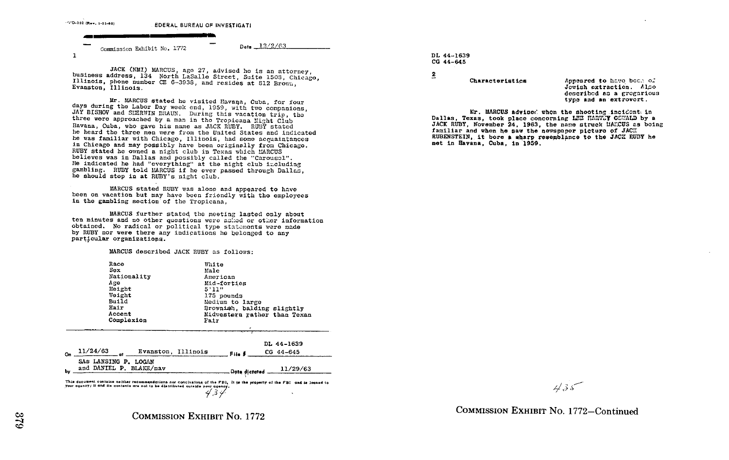FD-302 (Rev. 1-25-60)

FEDERAL BUREAU OF INVESTIGATI

Commission Exhibit No. 1772

Date 12/2/63

1

JACK (NMI) MARCUS, age 27, advised he is an attorney, business address, 134 North LaSalle Street, Suite 1508, Chicago, Illinois, phone number CE 6-3936, and resides at 812 Brown, Evanston, Illinois.

Mr. MARCUS stated he visited Havana, Cuba, for four days during the Labor Day week end, 1959, with two companions, JAY BISHOV and SHERWIN BRAUN. During this vacation trip, the three were approached by a man in the Tropicana Night Club Havana, Cuba, who gave his name as JACK RUBY. RUBY stated he heard the three men were from the United States and indicated he was familiar with Chicago, Illinois, had some acquaintances in Chicago and may possibly have been originally from Chicago. RUBY stated he owned a night club in Texas which MARCUS believes was in Dallas and possibly called the "Carousel". He indicated he had "everything" at the night club including gambling. RUBY told MARCUS if he ever passed through Dallas, he should stop in at RUBY's night club.

MARCUS stated RUBY was alone and appeared to have been on vacation but may have been friendly with the employees in the gambling section of the Tropicana,

MARCUS further stated the meeting lasted only about ten minutes and no other questions were asked or other information obtained. No radical or political type statements were made by RUBY nor were there any indications he belonged to any particular organizations.

MARCUS described JACK RUBY as follows:

| | |
|---|---|
| Race | White |
| Sex | Male |
| Nationality | American |
| Age | Mid-forties |
| Height | 5'11" |
| Weight | 175 pounds |
| Build | Medium to large |
| Hair | Brownish, balding slightly |
| Accent | Midwestern rather than Texan |
| Complexion | Fair |

On 11/24/63 at Evanston, Illinois File # DL 44-1639 CG 44-645

by SAs LANSING P. LOGAN and DANIEL P. BLAKE/mav Date dictated 11/29/63

This document contains neither recommendations nor conclusions of the FBI. It is the property of the FBI and is loaned to your agency; it and its contents are not to be distributed outside your agency.

434

COMMISSION EXHIBIT No. 1772

DL 44-1639
CG 44-645

2

| | |
|---|---|
| Characteristics | Appeared to have been of Jewish extraction. Also described as a gregarious type and an extrovert. |

Mr. MARCUS advised when the shooting incident in Dallas, Texas, took place concerning LEE HARVEY OSWALD by a JACK RUBY, November 24, 1963, the name struck MARCUS as being familiar and when he saw the newspaper picture of JACK RUBENSTEIN, it bore a sharp resemblance to the JACK RUBY he met in Havana, Cuba, in 1959.

435

COMMISSION EXHIBIT No. 1772—Continued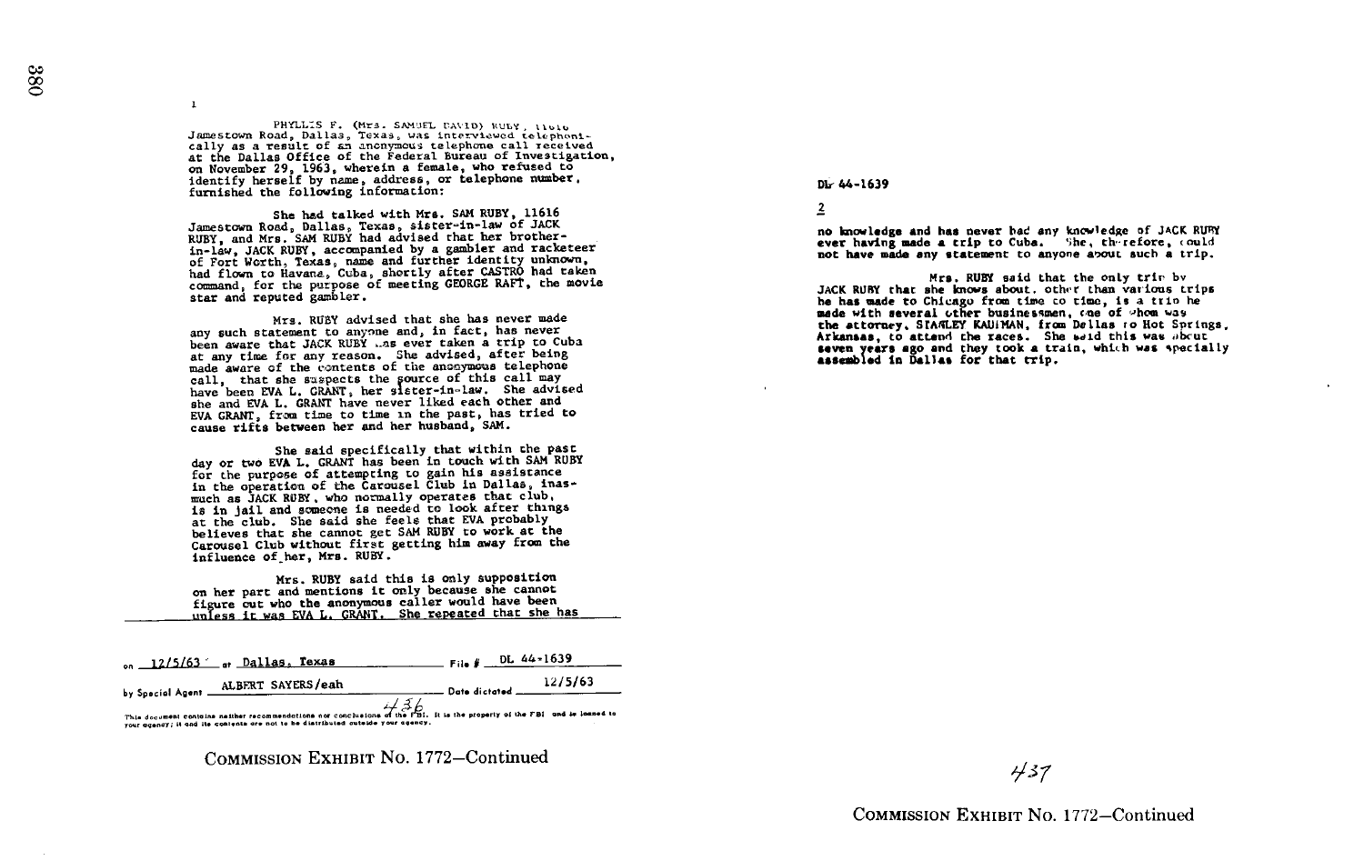1

PHYLLIS F. (Mrs. SAMUEL DAVID) RUBY, 11616 Jamestown Road, Dallas, Texas, was interviewed telephonically as a result of an anonymous telephone call received at the Dallas Office of the Federal Bureau of Investigation, on November 29, 1963, wherein a female, who refused to identify herself by name, address, or telephone number, furnished the following information:

She had talked with Mrs. SAM RUBY, 11616 Jamestown Road, Dallas, Texas, sister-in-law of JACK RUBY, and Mrs. SAM RUBY had advised that her brother-in-law, JACK RUBY, accompanied by a gambler and racketeer of Fort Worth, Texas, name and further identity unknown, had flown to Havana, Cuba, shortly after CASTRO had taken command, for the purpose of meeting GEORGE RAFT, the movie star and reputed gambler.

Mrs. RUBY advised that she has never made any such statement to anyone and, in fact, has never been aware that JACK RUBY has ever taken a trip to Cuba at any time for any reason. She advised, after being made aware of the contents of the anonymous telephone call, that she suspects the source of this call may have been EVA L. GRANT, her sister-in-law. She advised she and EVA L. GRANT have never liked each other and EVA GRANT, from time to time in the past, has tried to cause rifts between her and her husband, SAM.

She said specifically that within the past day or two EVA L. GRANT has been in touch with SAM RUBY for the purpose of attempting to gain his assistance in the operation of the Carousel Club in Dallas, inasmuch as JACK RUBY, who normally operates that club, is in jail and someone is needed to look after things at the club. She said she feels that EVA probably believes that she cannot get SAM RUBY to work at the Carousel Club without first getting him away from the influence of her, Mrs. RUBY.

Mrs. RUBY said this is only supposition on her part and mentions it only because she cannot figure out who the anonymous caller would have been unless it was EVA L. GRANT. She repeated that she has

on 12/5/63 at Dallas, Texas File # DL 44-1639

by Special Agent ALBERT SAYERS/eah Date dictated 12/5/63

This document contains neither recommendations nor conclusions of the FBI. It is the property of the FBI and is loaned to your agency; it and its contents are not to be distributed outside your agency.

436

COMMISSION EXHIBIT No. 1772—Continued

DL 44-1639

2

no knowledge and has never had any knowledge of JACK RUBY ever having made a trip to Cuba. She, therefore, could not have made any statement to anyone about such a trip.

Mrs. RUBY said that the only trip by JACK RUBY that she knows about, other than various trips he has made to Chicago from time to time, is a trip he made with several other businessmen, one of whom was the attorney, STANLEY KAUFMAN, from Dallas to Hot Springs, Arkansas, to attend the races. She said this was about seven years ago and they took a train, which was specially assembled in Dallas for that trip.

437

COMMISSION EXHIBIT No. 1772—Continued